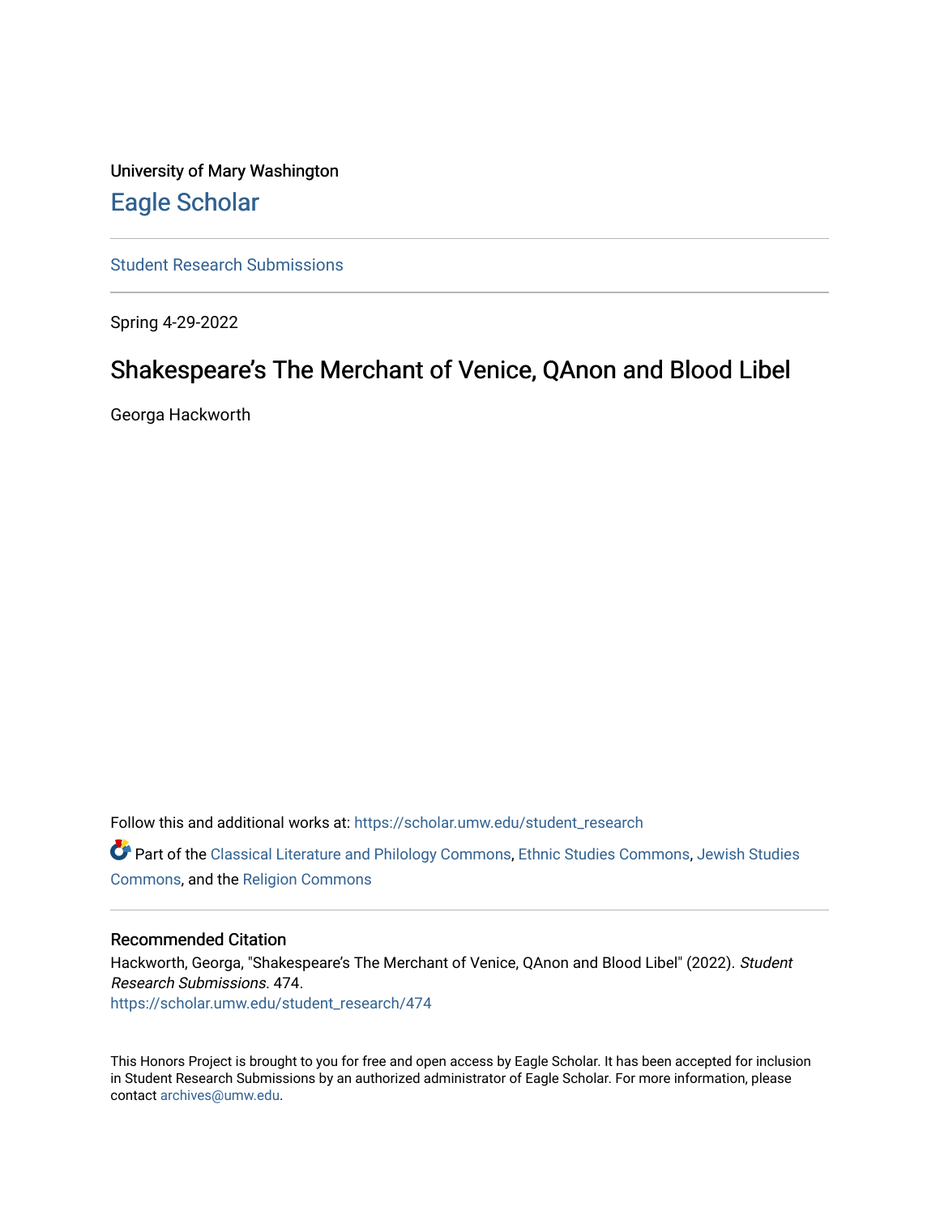University of Mary Washington

# Eagle Scholar

Student Research Submissions

Spring 4-29-2022

## Shakespeare's The Merchant of Venice, QAnon and Blood Libel

Georga Hackworth

Follow this and additional works at: https://scholar.umw.edu/student_research

Part of the Classical Literature and Philology Commons, Ethnic Studies Commons, Jewish Studies Commons, and the Religion Commons

### Recommended Citation

Hackworth, Georga, "Shakespeare's The Merchant of Venice, QAnon and Blood Libel" (2022). *Student Research Submissions*. 474.
https://scholar.umw.edu/student_research/474

This Honors Project is brought to you for free and open access by Eagle Scholar. It has been accepted for inclusion in Student Research Submissions by an authorized administrator of Eagle Scholar. For more information, please contact archives@umw.edu.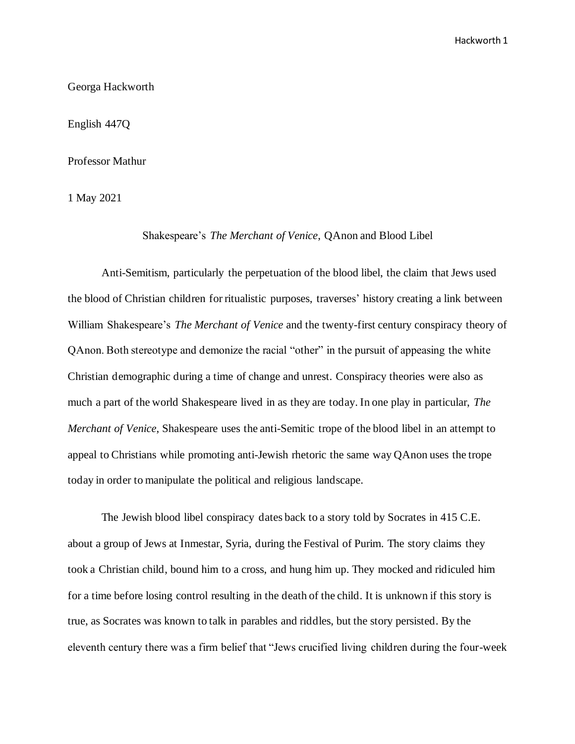Georga Hackworth

English 447Q

Professor Mathur

1 May 2021

Shakespeare's *The Merchant of Venice*, QAnon and Blood Libel

Anti-Semitism, particularly the perpetuation of the blood libel, the claim that Jews used the blood of Christian children for ritualistic purposes, traverses' history creating a link between William Shakespeare's *The Merchant of Venice* and the twenty-first century conspiracy theory of QAnon. Both stereotype and demonize the racial "other" in the pursuit of appeasing the white Christian demographic during a time of change and unrest. Conspiracy theories were also as much a part of the world Shakespeare lived in as they are today. In one play in particular, *The Merchant of Venice*, Shakespeare uses the anti-Semitic trope of the blood libel in an attempt to appeal to Christians while promoting anti-Jewish rhetoric the same way QAnon uses the trope today in order to manipulate the political and religious landscape.

The Jewish blood libel conspiracy dates back to a story told by Socrates in 415 C.E. about a group of Jews at Inmestar, Syria, during the Festival of Purim. The story claims they took a Christian child, bound him to a cross, and hung him up. They mocked and ridiculed him for a time before losing control resulting in the death of the child. It is unknown if this story is true, as Socrates was known to talk in parables and riddles, but the story persisted. By the eleventh century there was a firm belief that "Jews crucified living children during the four-week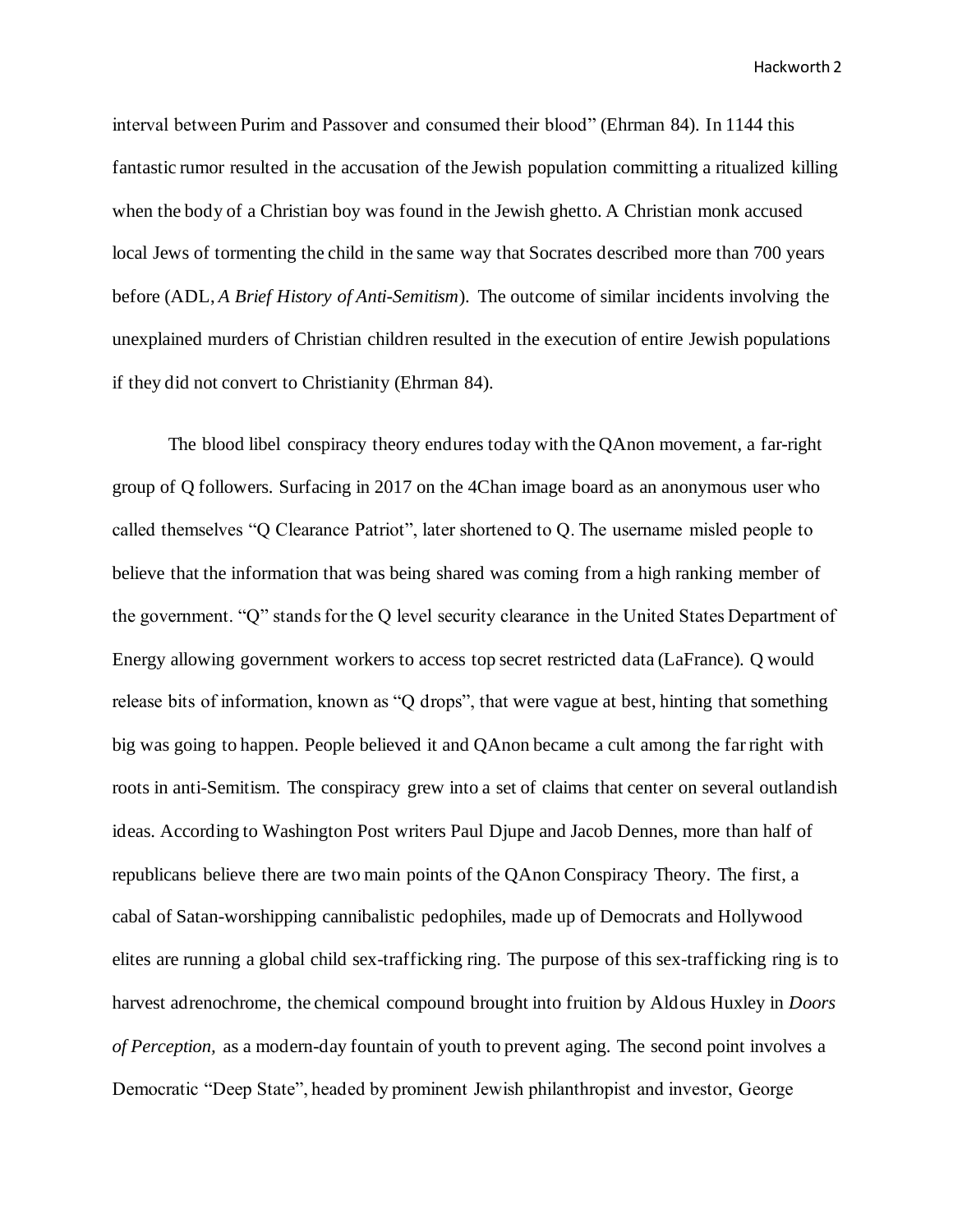interval between Purim and Passover and consumed their blood" (Ehrman 84). In 1144 this fantastic rumor resulted in the accusation of the Jewish population committing a ritualized killing when the body of a Christian boy was found in the Jewish ghetto. A Christian monk accused local Jews of tormenting the child in the same way that Socrates described more than 700 years before (ADL, *A Brief History of Anti-Semitism*). The outcome of similar incidents involving the unexplained murders of Christian children resulted in the execution of entire Jewish populations if they did not convert to Christianity (Ehrman 84).

The blood libel conspiracy theory endures today with the QAnon movement, a far-right group of Q followers. Surfacing in 2017 on the 4Chan image board as an anonymous user who called themselves "Q Clearance Patriot", later shortened to Q. The username misled people to believe that the information that was being shared was coming from a high ranking member of the government. "Q" stands for the Q level security clearance in the United States Department of Energy allowing government workers to access top secret restricted data (LaFrance). Q would release bits of information, known as "Q drops", that were vague at best, hinting that something big was going to happen. People believed it and QAnon became a cult among the far right with roots in anti-Semitism. The conspiracy grew into a set of claims that center on several outlandish ideas. According to Washington Post writers Paul Djupe and Jacob Dennes, more than half of republicans believe there are two main points of the QAnon Conspiracy Theory. The first, a cabal of Satan-worshipping cannibalistic pedophiles, made up of Democrats and Hollywood elites are running a global child sex-trafficking ring. The purpose of this sex-trafficking ring is to harvest adrenochrome, the chemical compound brought into fruition by Aldous Huxley in *Doors of Perception,* as a modern-day fountain of youth to prevent aging. The second point involves a Democratic "Deep State", headed by prominent Jewish philanthropist and investor, George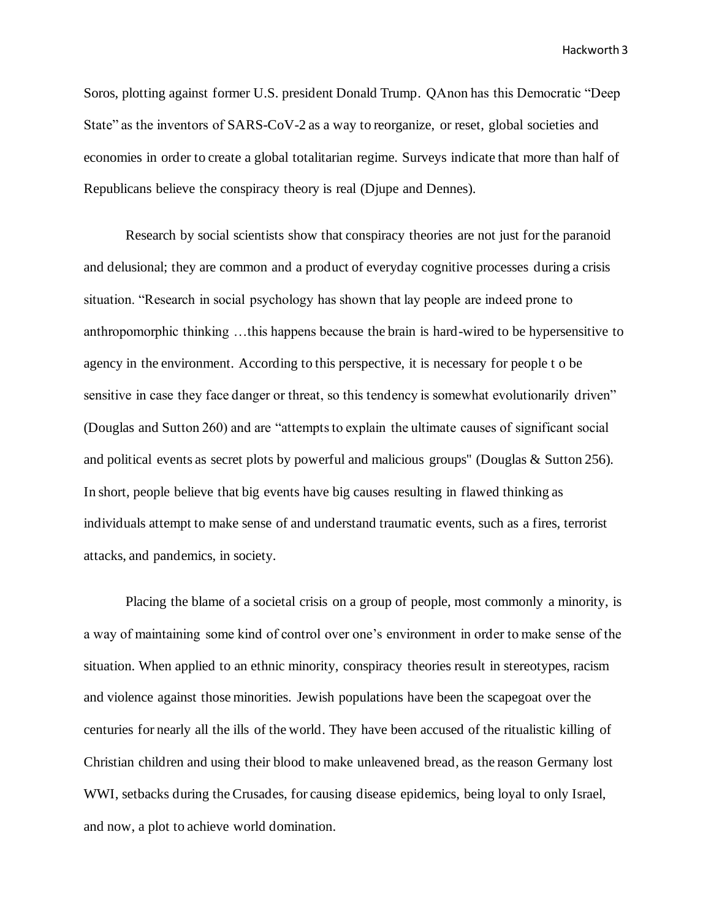Soros, plotting against former U.S. president Donald Trump. QAnon has this Democratic "Deep State" as the inventors of SARS-CoV-2 as a way to reorganize, or reset, global societies and economies in order to create a global totalitarian regime. Surveys indicate that more than half of Republicans believe the conspiracy theory is real (Djupe and Dennes).

Research by social scientists show that conspiracy theories are not just for the paranoid and delusional; they are common and a product of everyday cognitive processes during a crisis situation. "Research in social psychology has shown that lay people are indeed prone to anthropomorphic thinking …this happens because the brain is hard-wired to be hypersensitive to agency in the environment. According to this perspective, it is necessary for people t o be sensitive in case they face danger or threat, so this tendency is somewhat evolutionarily driven" (Douglas and Sutton 260) and are "attempts to explain the ultimate causes of significant social and political events as secret plots by powerful and malicious groups" (Douglas & Sutton 256). In short, people believe that big events have big causes resulting in flawed thinking as individuals attempt to make sense of and understand traumatic events, such as a fires, terrorist attacks, and pandemics, in society.

Placing the blame of a societal crisis on a group of people, most commonly a minority, is a way of maintaining some kind of control over one's environment in order to make sense of the situation. When applied to an ethnic minority, conspiracy theories result in stereotypes, racism and violence against those minorities. Jewish populations have been the scapegoat over the centuries for nearly all the ills of the world. They have been accused of the ritualistic killing of Christian children and using their blood to make unleavened bread, as the reason Germany lost WWI, setbacks during the Crusades, for causing disease epidemics, being loyal to only Israel, and now, a plot to achieve world domination.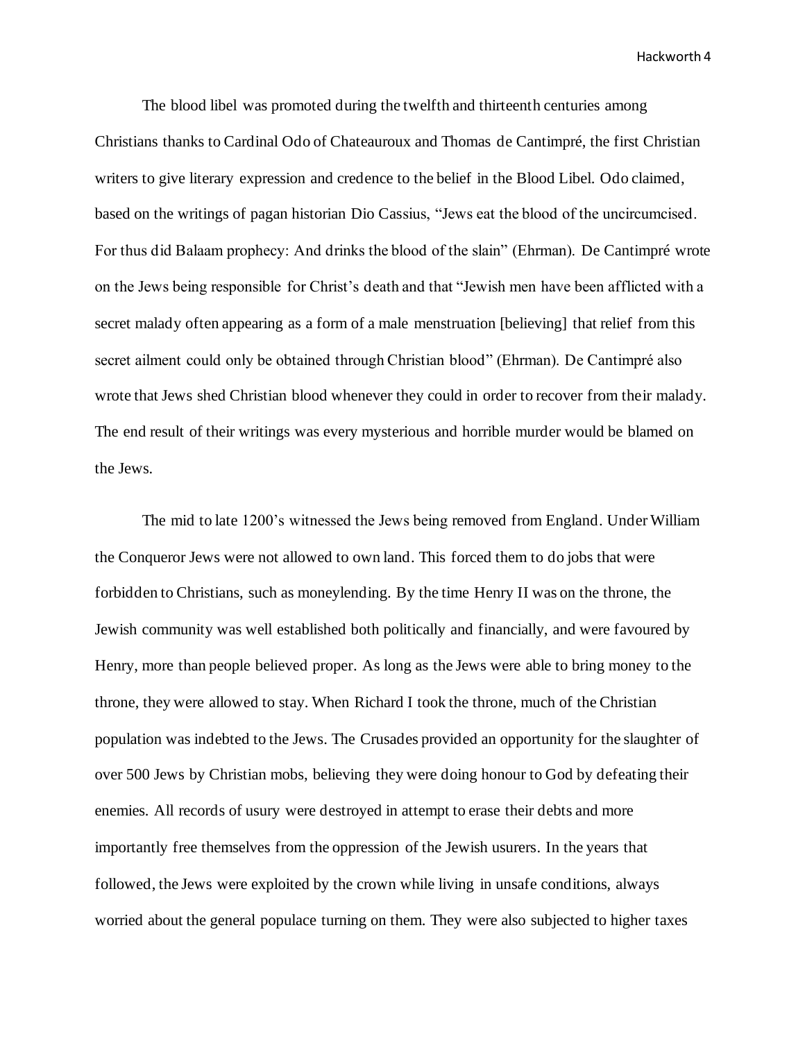The blood libel was promoted during the twelfth and thirteenth centuries among Christians thanks to Cardinal Odo of Chateauroux and Thomas de Cantimpré, the first Christian writers to give literary expression and credence to the belief in the Blood Libel. Odo claimed, based on the writings of pagan historian Dio Cassius, "Jews eat the blood of the uncircumcised. For thus did Balaam prophecy: And drinks the blood of the slain" (Ehrman). De Cantimpré wrote on the Jews being responsible for Christ's death and that "Jewish men have been afflicted with a secret malady often appearing as a form of a male menstruation [believing] that relief from this secret ailment could only be obtained through Christian blood" (Ehrman). De Cantimpré also wrote that Jews shed Christian blood whenever they could in order to recover from their malady. The end result of their writings was every mysterious and horrible murder would be blamed on the Jews.

The mid to late 1200's witnessed the Jews being removed from England. Under William the Conqueror Jews were not allowed to own land. This forced them to do jobs that were forbidden to Christians, such as moneylending. By the time Henry II was on the throne, the Jewish community was well established both politically and financially, and were favoured by Henry, more than people believed proper. As long as the Jews were able to bring money to the throne, they were allowed to stay. When Richard I took the throne, much of the Christian population was indebted to the Jews. The Crusades provided an opportunity for the slaughter of over 500 Jews by Christian mobs, believing they were doing honour to God by defeating their enemies. All records of usury were destroyed in attempt to erase their debts and more importantly free themselves from the oppression of the Jewish usurers. In the years that followed, the Jews were exploited by the crown while living in unsafe conditions, always worried about the general populace turning on them. They were also subjected to higher taxes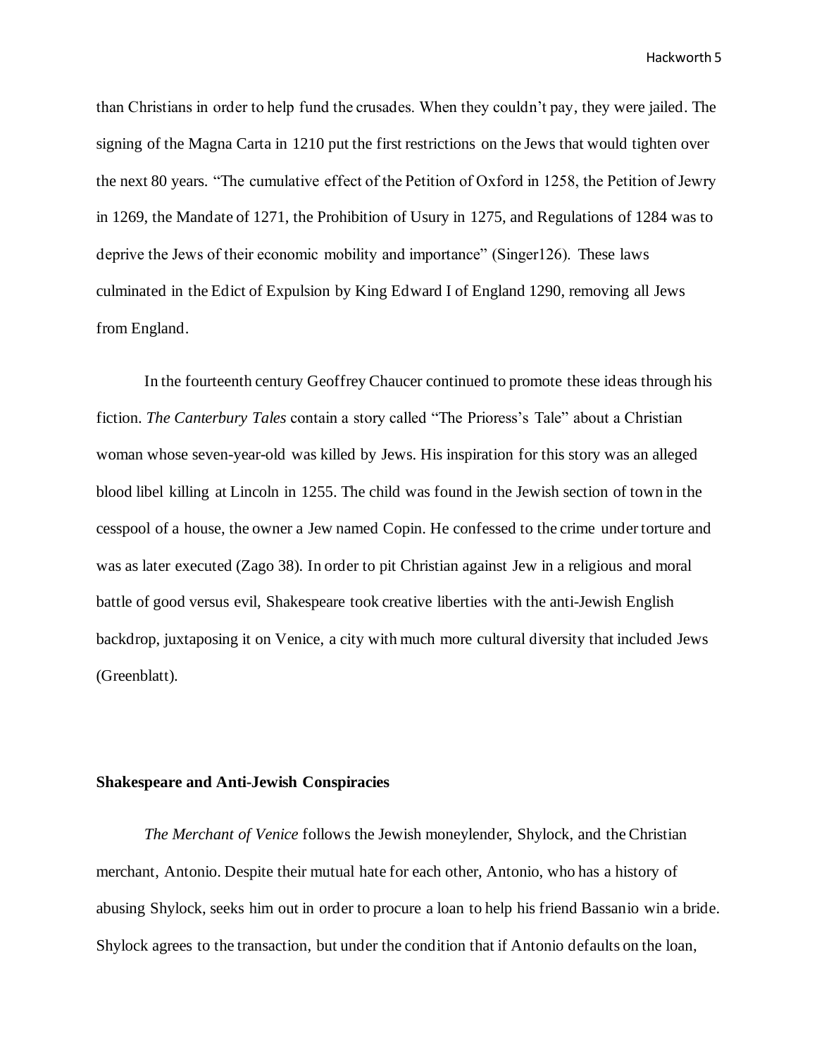than Christians in order to help fund the crusades. When they couldn't pay, they were jailed. The signing of the Magna Carta in 1210 put the first restrictions on the Jews that would tighten over the next 80 years. "The cumulative effect of the Petition of Oxford in 1258, the Petition of Jewry in 1269, the Mandate of 1271, the Prohibition of Usury in 1275, and Regulations of 1284 was to deprive the Jews of their economic mobility and importance" (Singer126). These laws culminated in the Edict of Expulsion by King Edward I of England 1290, removing all Jews from England.

In the fourteenth century Geoffrey Chaucer continued to promote these ideas through his fiction. *The Canterbury Tales* contain a story called "The Prioress's Tale" about a Christian woman whose seven-year-old was killed by Jews. His inspiration for this story was an alleged blood libel killing at Lincoln in 1255. The child was found in the Jewish section of town in the cesspool of a house, the owner a Jew named Copin. He confessed to the crime under torture and was as later executed (Zago 38). In order to pit Christian against Jew in a religious and moral battle of good versus evil, Shakespeare took creative liberties with the anti-Jewish English backdrop, juxtaposing it on Venice, a city with much more cultural diversity that included Jews (Greenblatt).

**Shakespeare and Anti-Jewish Conspiracies**

*The Merchant of Venice* follows the Jewish moneylender, Shylock, and the Christian merchant, Antonio. Despite their mutual hate for each other, Antonio, who has a history of abusing Shylock, seeks him out in order to procure a loan to help his friend Bassanio win a bride. Shylock agrees to the transaction, but under the condition that if Antonio defaults on the loan,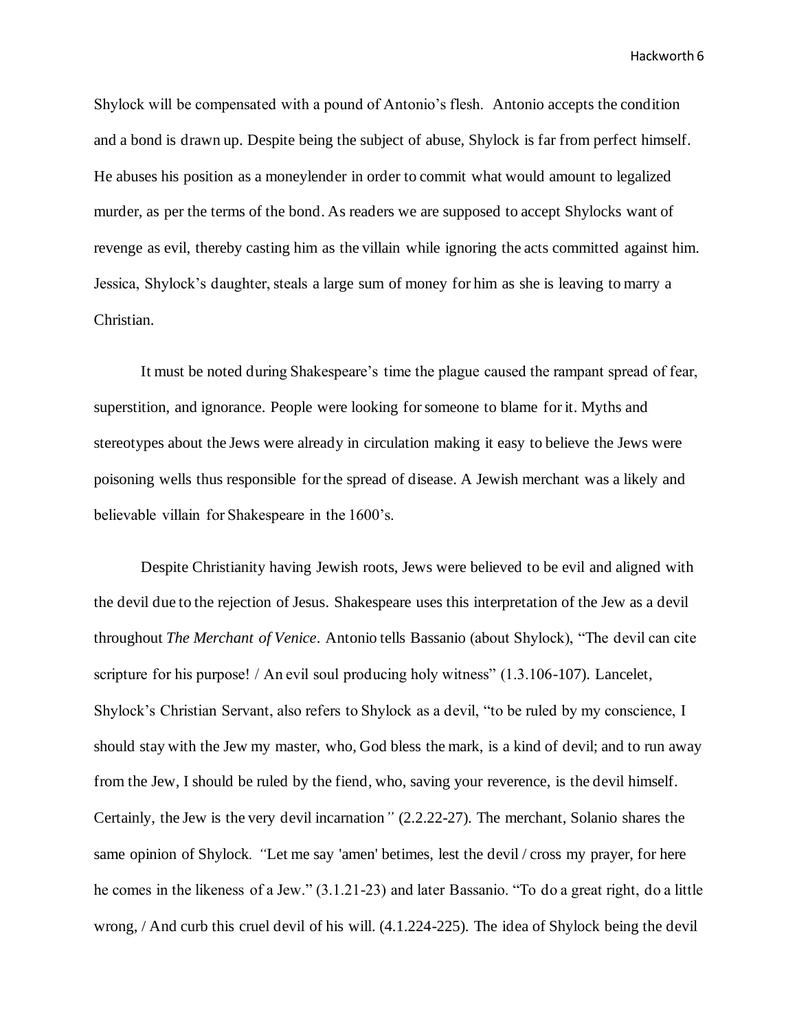Shylock will be compensated with a pound of Antonio's flesh. Antonio accepts the condition and a bond is drawn up. Despite being the subject of abuse, Shylock is far from perfect himself. He abuses his position as a moneylender in order to commit what would amount to legalized murder, as per the terms of the bond. As readers we are supposed to accept Shylocks want of revenge as evil, thereby casting him as the villain while ignoring the acts committed against him. Jessica, Shylock's daughter, steals a large sum of money for him as she is leaving to marry a Christian.

It must be noted during Shakespeare's time the plague caused the rampant spread of fear, superstition, and ignorance. People were looking for someone to blame for it. Myths and stereotypes about the Jews were already in circulation making it easy to believe the Jews were poisoning wells thus responsible for the spread of disease. A Jewish merchant was a likely and believable villain for Shakespeare in the 1600's.

Despite Christianity having Jewish roots, Jews were believed to be evil and aligned with the devil due to the rejection of Jesus. Shakespeare uses this interpretation of the Jew as a devil throughout *The Merchant of Venice*. Antonio tells Bassanio (about Shylock), "The devil can cite scripture for his purpose! / An evil soul producing holy witness" (1.3.106-107). Lancelet, Shylock's Christian Servant, also refers to Shylock as a devil, "to be ruled by my conscience, I should stay with the Jew my master, who, God bless the mark, is a kind of devil; and to run away from the Jew, I should be ruled by the fiend, who, saving your reverence, is the devil himself. Certainly, the Jew is the very devil incarnation*"* (2.2.22-27). The merchant, Solanio shares the same opinion of Shylock. *"*Let me say 'amen' betimes, lest the devil / cross my prayer, for here he comes in the likeness of a Jew." (3.1.21-23) and later Bassanio. "To do a great right, do a little wrong, / And curb this cruel devil of his will. (4.1.224-225). The idea of Shylock being the devil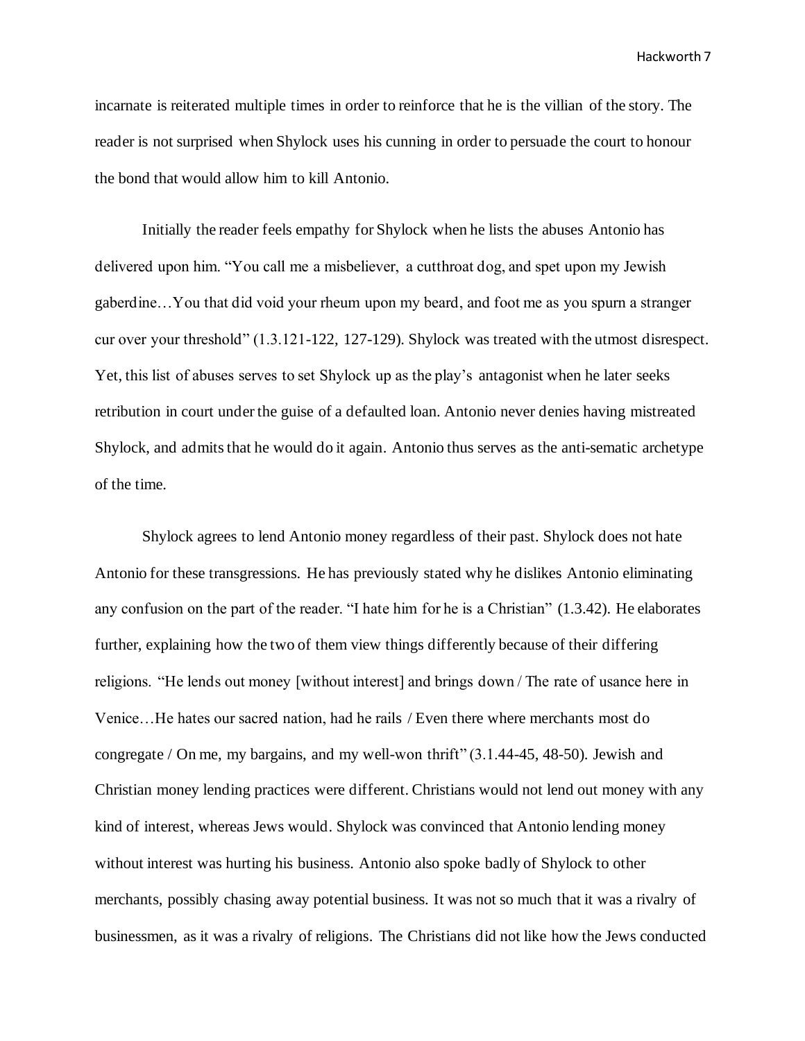incarnate is reiterated multiple times in order to reinforce that he is the villian of the story. The reader is not surprised when Shylock uses his cunning in order to persuade the court to honour the bond that would allow him to kill Antonio.

Initially the reader feels empathy for Shylock when he lists the abuses Antonio has delivered upon him. "You call me a misbeliever, a cutthroat dog, and spet upon my Jewish gaberdine…You that did void your rheum upon my beard, and foot me as you spurn a stranger cur over your threshold" (1.3.121-122, 127-129). Shylock was treated with the utmost disrespect. Yet, this list of abuses serves to set Shylock up as the play's antagonist when he later seeks retribution in court under the guise of a defaulted loan. Antonio never denies having mistreated Shylock, and admits that he would do it again. Antonio thus serves as the anti-sematic archetype of the time.

Shylock agrees to lend Antonio money regardless of their past. Shylock does not hate Antonio for these transgressions. He has previously stated why he dislikes Antonio eliminating any confusion on the part of the reader. "I hate him for he is a Christian" (1.3.42). He elaborates further, explaining how the two of them view things differently because of their differing religions. "He lends out money [without interest] and brings down / The rate of usance here in Venice…He hates our sacred nation, had he rails / Even there where merchants most do congregate / On me, my bargains, and my well-won thrift" (3.1.44-45, 48-50). Jewish and Christian money lending practices were different. Christians would not lend out money with any kind of interest, whereas Jews would. Shylock was convinced that Antonio lending money without interest was hurting his business. Antonio also spoke badly of Shylock to other merchants, possibly chasing away potential business. It was not so much that it was a rivalry of businessmen, as it was a rivalry of religions. The Christians did not like how the Jews conducted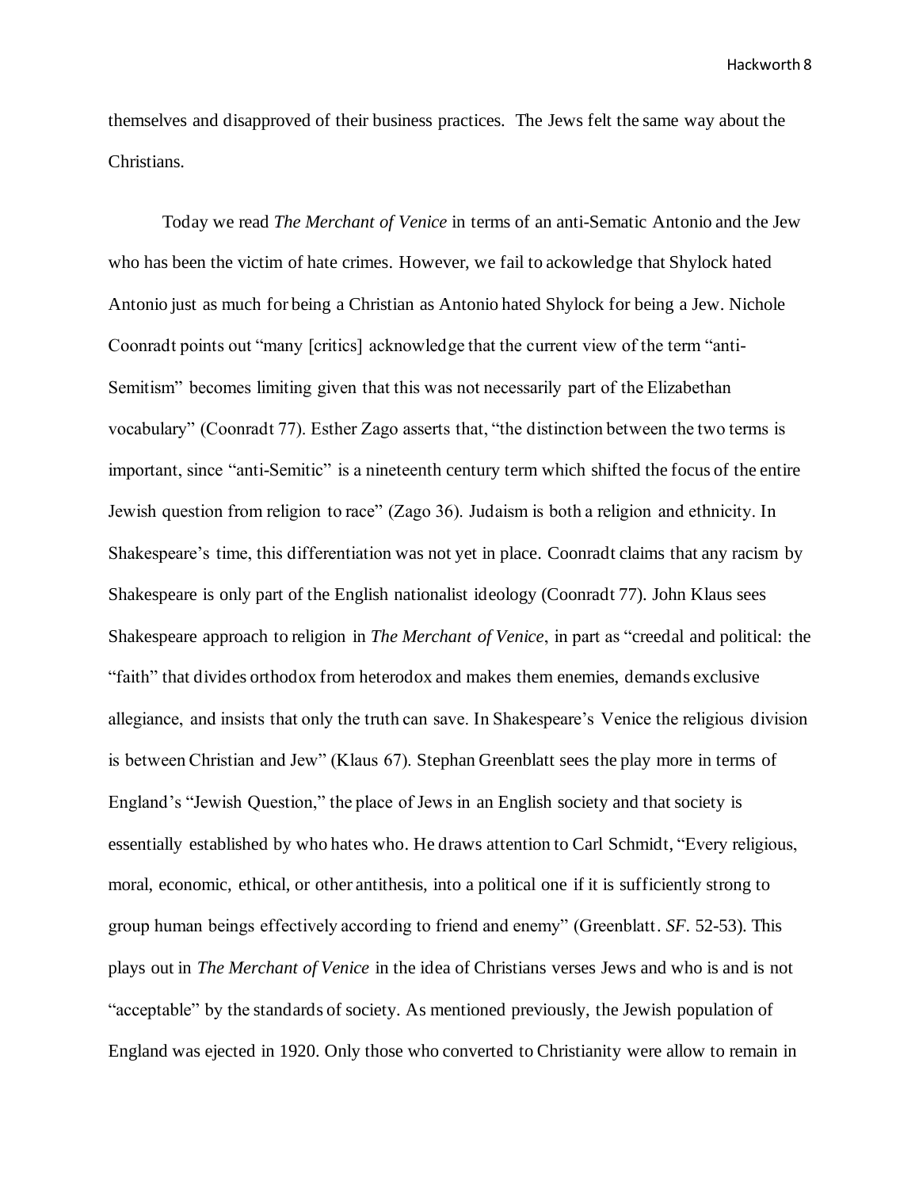themselves and disapproved of their business practices. The Jews felt the same way about the Christians.

Today we read *The Merchant of Venice* in terms of an anti-Sematic Antonio and the Jew who has been the victim of hate crimes. However, we fail to ackowledge that Shylock hated Antonio just as much for being a Christian as Antonio hated Shylock for being a Jew. Nichole Coonradt points out "many [critics] acknowledge that the current view of the term "anti-Semitism" becomes limiting given that this was not necessarily part of the Elizabethan vocabulary" (Coonradt 77). Esther Zago asserts that, "the distinction between the two terms is important, since "anti-Semitic" is a nineteenth century term which shifted the focus of the entire Jewish question from religion to race" (Zago 36). Judaism is both a religion and ethnicity. In Shakespeare's time, this differentiation was not yet in place. Coonradt claims that any racism by Shakespeare is only part of the English nationalist ideology (Coonradt 77). John Klaus sees Shakespeare approach to religion in *The Merchant of Venice*, in part as "creedal and political: the "faith" that divides orthodox from heterodox and makes them enemies, demands exclusive allegiance, and insists that only the truth can save. In Shakespeare's Venice the religious division is between Christian and Jew" (Klaus 67). Stephan Greenblatt sees the play more in terms of England's "Jewish Question," the place of Jews in an English society and that society is essentially established by who hates who. He draws attention to Carl Schmidt, "Every religious, moral, economic, ethical, or other antithesis, into a political one if it is sufficiently strong to group human beings effectively according to friend and enemy" (Greenblatt. *SF*. 52-53). This plays out in *The Merchant of Venice* in the idea of Christians verses Jews and who is and is not "acceptable" by the standards of society. As mentioned previously, the Jewish population of England was ejected in 1920. Only those who converted to Christianity were allow to remain in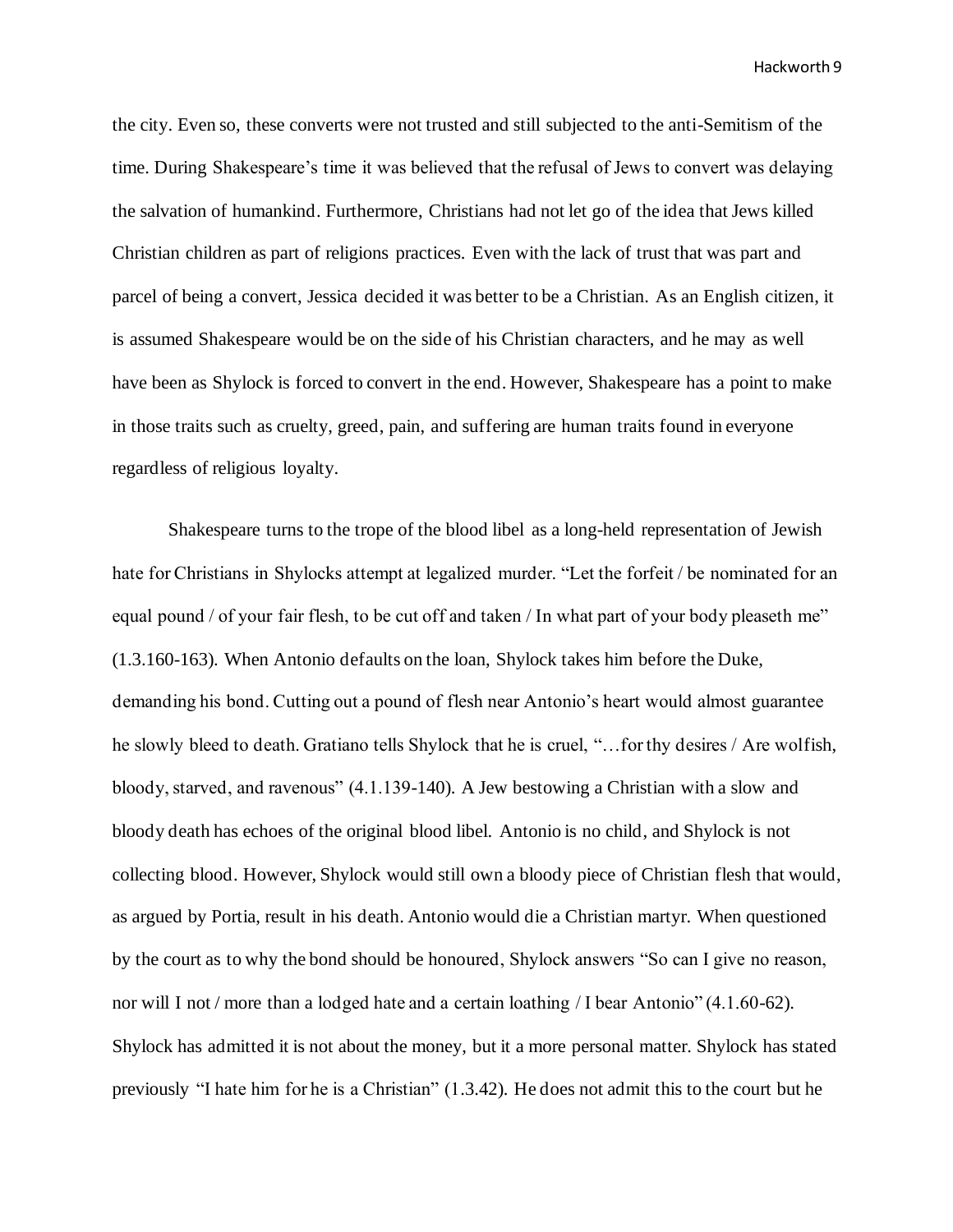the city. Even so, these converts were not trusted and still subjected to the anti-Semitism of the time. During Shakespeare's time it was believed that the refusal of Jews to convert was delaying the salvation of humankind. Furthermore, Christians had not let go of the idea that Jews killed Christian children as part of religions practices. Even with the lack of trust that was part and parcel of being a convert, Jessica decided it was better to be a Christian. As an English citizen, it is assumed Shakespeare would be on the side of his Christian characters, and he may as well have been as Shylock is forced to convert in the end. However, Shakespeare has a point to make in those traits such as cruelty, greed, pain, and suffering are human traits found in everyone regardless of religious loyalty.

Shakespeare turns to the trope of the blood libel as a long-held representation of Jewish hate for Christians in Shylocks attempt at legalized murder. "Let the forfeit / be nominated for an equal pound / of your fair flesh, to be cut off and taken / In what part of your body pleaseth me" (1.3.160-163). When Antonio defaults on the loan, Shylock takes him before the Duke, demanding his bond. Cutting out a pound of flesh near Antonio's heart would almost guarantee he slowly bleed to death. Gratiano tells Shylock that he is cruel, "…for thy desires / Are wolfish, bloody, starved, and ravenous" (4.1.139-140). A Jew bestowing a Christian with a slow and bloody death has echoes of the original blood libel. Antonio is no child, and Shylock is not collecting blood. However, Shylock would still own a bloody piece of Christian flesh that would, as argued by Portia, result in his death. Antonio would die a Christian martyr. When questioned by the court as to why the bond should be honoured, Shylock answers "So can I give no reason, nor will I not / more than a lodged hate and a certain loathing / I bear Antonio" (4.1.60-62). Shylock has admitted it is not about the money, but it a more personal matter. Shylock has stated previously "I hate him for he is a Christian" (1.3.42). He does not admit this to the court but he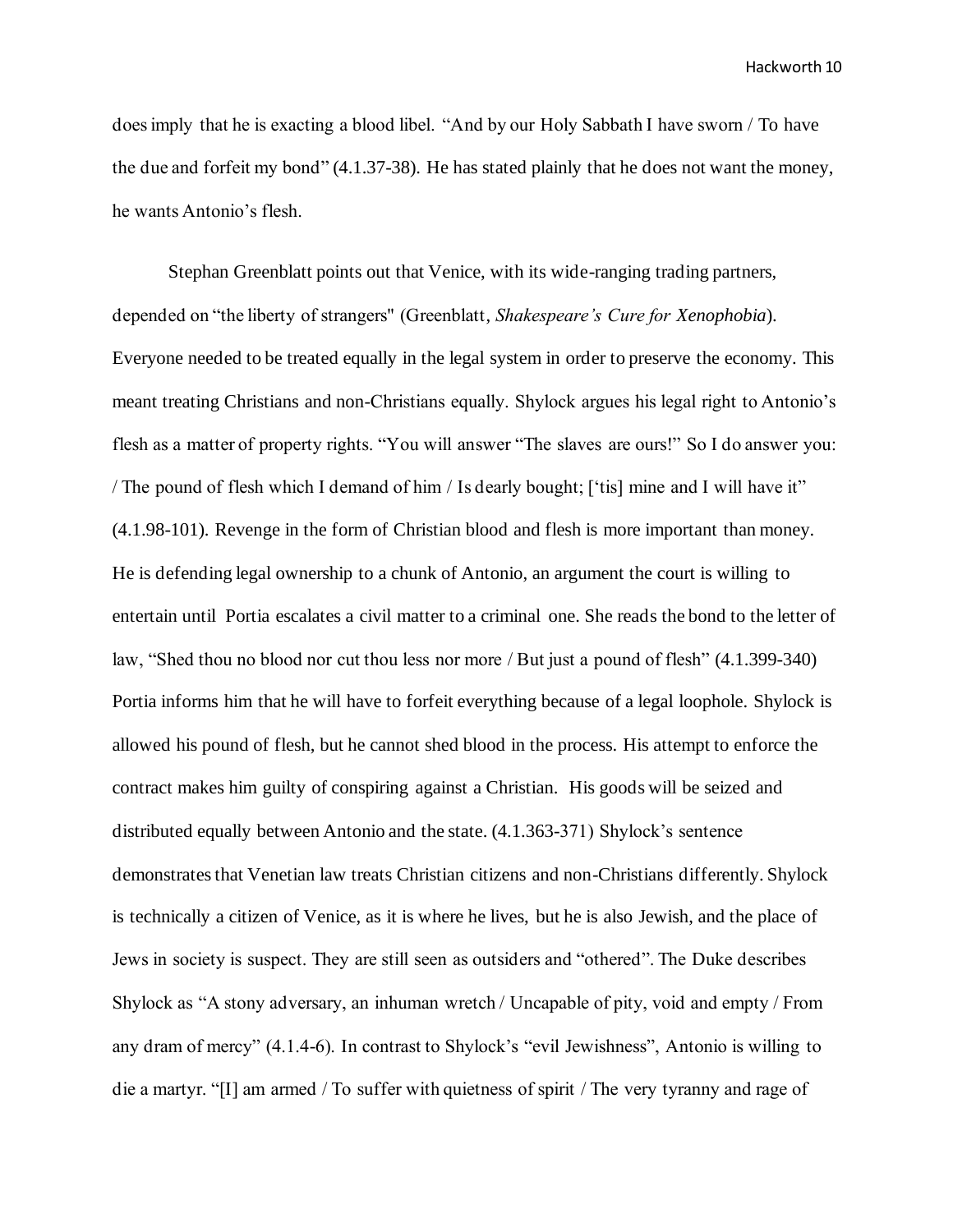does imply that he is exacting a blood libel. "And by our Holy Sabbath I have sworn / To have the due and forfeit my bond" (4.1.37-38). He has stated plainly that he does not want the money, he wants Antonio's flesh.

Stephan Greenblatt points out that Venice, with its wide-ranging trading partners, depended on "the liberty of strangers" (Greenblatt, *Shakespeare's Cure for Xenophobia*). Everyone needed to be treated equally in the legal system in order to preserve the economy. This meant treating Christians and non-Christians equally. Shylock argues his legal right to Antonio's flesh as a matter of property rights. "You will answer "The slaves are ours!" So I do answer you: / The pound of flesh which I demand of him / Is dearly bought; ['tis] mine and I will have it" (4.1.98-101). Revenge in the form of Christian blood and flesh is more important than money. He is defending legal ownership to a chunk of Antonio, an argument the court is willing to entertain until Portia escalates a civil matter to a criminal one. She reads the bond to the letter of law, "Shed thou no blood nor cut thou less nor more / But just a pound of flesh" (4.1.399-340) Portia informs him that he will have to forfeit everything because of a legal loophole. Shylock is allowed his pound of flesh, but he cannot shed blood in the process. His attempt to enforce the contract makes him guilty of conspiring against a Christian. His goods will be seized and distributed equally between Antonio and the state. (4.1.363-371) Shylock's sentence demonstrates that Venetian law treats Christian citizens and non-Christians differently. Shylock is technically a citizen of Venice, as it is where he lives, but he is also Jewish, and the place of Jews in society is suspect. They are still seen as outsiders and "othered". The Duke describes Shylock as "A stony adversary, an inhuman wretch / Uncapable of pity, void and empty / From any dram of mercy" (4.1.4-6). In contrast to Shylock's "evil Jewishness", Antonio is willing to die a martyr. "[I] am armed / To suffer with quietness of spirit / The very tyranny and rage of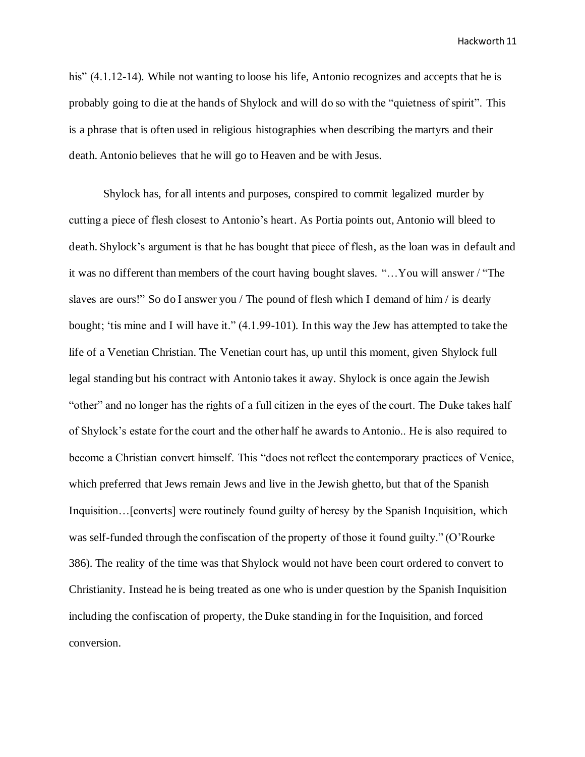his" (4.1.12-14). While not wanting to loose his life, Antonio recognizes and accepts that he is probably going to die at the hands of Shylock and will do so with the "quietness of spirit". This is a phrase that is often used in religious histographies when describing the martyrs and their death. Antonio believes that he will go to Heaven and be with Jesus.

Shylock has, for all intents and purposes, conspired to commit legalized murder by cutting a piece of flesh closest to Antonio's heart. As Portia points out, Antonio will bleed to death. Shylock's argument is that he has bought that piece of flesh, as the loan was in default and it was no different than members of the court having bought slaves. "…You will answer / "The slaves are ours!" So do I answer you / The pound of flesh which I demand of him / is dearly bought; 'tis mine and I will have it." (4.1.99-101). In this way the Jew has attempted to take the life of a Venetian Christian. The Venetian court has, up until this moment, given Shylock full legal standing but his contract with Antonio takes it away. Shylock is once again the Jewish "other" and no longer has the rights of a full citizen in the eyes of the court. The Duke takes half of Shylock's estate for the court and the other half he awards to Antonio.. He is also required to become a Christian convert himself. This "does not reflect the contemporary practices of Venice, which preferred that Jews remain Jews and live in the Jewish ghetto, but that of the Spanish Inquisition…[converts] were routinely found guilty of heresy by the Spanish Inquisition, which was self-funded through the confiscation of the property of those it found guilty." (O'Rourke 386). The reality of the time was that Shylock would not have been court ordered to convert to Christianity. Instead he is being treated as one who is under question by the Spanish Inquisition including the confiscation of property, the Duke standing in for the Inquisition, and forced conversion.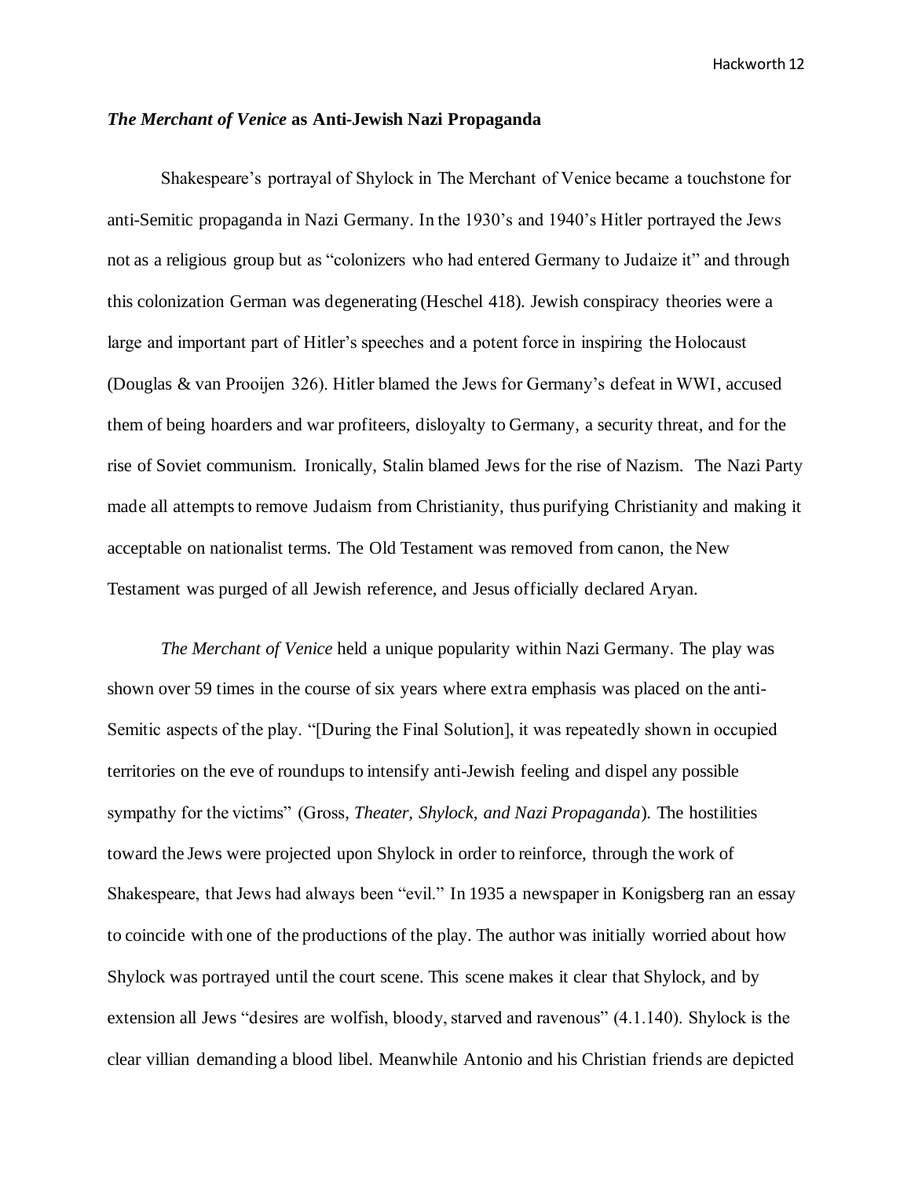### *The Merchant of Venice* as Anti-Jewish Nazi Propaganda

Shakespeare's portrayal of Shylock in The Merchant of Venice became a touchstone for anti-Semitic propaganda in Nazi Germany. In the 1930's and 1940's Hitler portrayed the Jews not as a religious group but as "colonizers who had entered Germany to Judaize it" and through this colonization German was degenerating (Heschel 418). Jewish conspiracy theories were a large and important part of Hitler's speeches and a potent force in inspiring the Holocaust (Douglas & van Prooijen 326). Hitler blamed the Jews for Germany's defeat in WWI, accused them of being hoarders and war profiteers, disloyalty to Germany, a security threat, and for the rise of Soviet communism. Ironically, Stalin blamed Jews for the rise of Nazism. The Nazi Party made all attempts to remove Judaism from Christianity, thus purifying Christianity and making it acceptable on nationalist terms. The Old Testament was removed from canon, the New Testament was purged of all Jewish reference, and Jesus officially declared Aryan.

*The Merchant of Venice* held a unique popularity within Nazi Germany. The play was shown over 59 times in the course of six years where extra emphasis was placed on the anti-Semitic aspects of the play. "[During the Final Solution], it was repeatedly shown in occupied territories on the eve of roundups to intensify anti-Jewish feeling and dispel any possible sympathy for the victims" (Gross, *Theater, Shylock, and Nazi Propaganda*). The hostilities toward the Jews were projected upon Shylock in order to reinforce, through the work of Shakespeare, that Jews had always been "evil." In 1935 a newspaper in Konigsberg ran an essay to coincide with one of the productions of the play. The author was initially worried about how Shylock was portrayed until the court scene. This scene makes it clear that Shylock, and by extension all Jews "desires are wolfish, bloody, starved and ravenous" (4.1.140). Shylock is the clear villian demanding a blood libel. Meanwhile Antonio and his Christian friends are depicted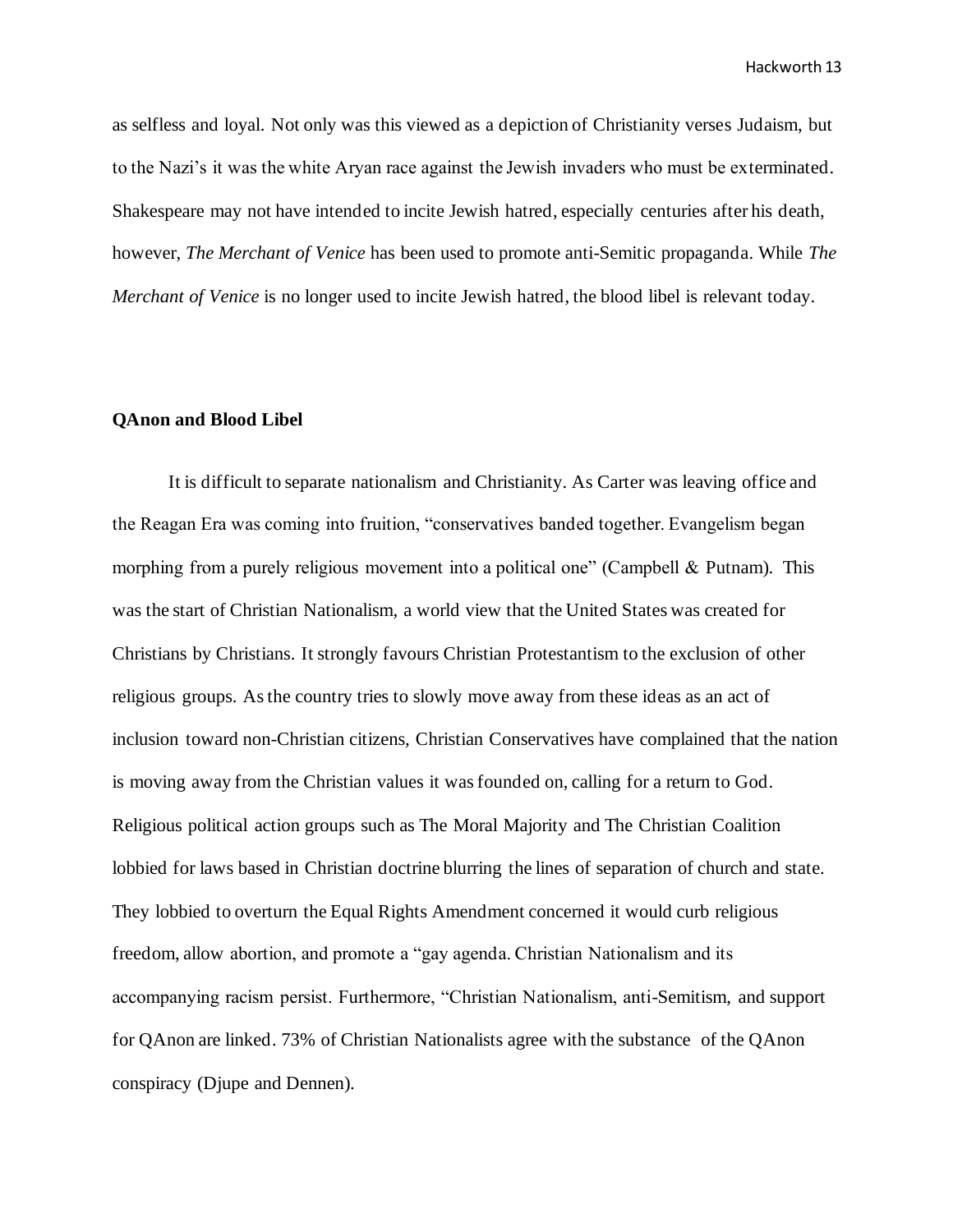as selfless and loyal. Not only was this viewed as a depiction of Christianity verses Judaism, but to the Nazi's it was the white Aryan race against the Jewish invaders who must be exterminated. Shakespeare may not have intended to incite Jewish hatred, especially centuries after his death, however, *The Merchant of Venice* has been used to promote anti-Semitic propaganda. While *The Merchant of Venice* is no longer used to incite Jewish hatred, the blood libel is relevant today.

**QAnon and Blood Libel**

It is difficult to separate nationalism and Christianity. As Carter was leaving office and the Reagan Era was coming into fruition, "conservatives banded together. Evangelism began morphing from a purely religious movement into a political one" (Campbell & Putnam). This was the start of Christian Nationalism, a world view that the United States was created for Christians by Christians. It strongly favours Christian Protestantism to the exclusion of other religious groups. As the country tries to slowly move away from these ideas as an act of inclusion toward non-Christian citizens, Christian Conservatives have complained that the nation is moving away from the Christian values it was founded on, calling for a return to God. Religious political action groups such as The Moral Majority and The Christian Coalition lobbied for laws based in Christian doctrine blurring the lines of separation of church and state. They lobbied to overturn the Equal Rights Amendment concerned it would curb religious freedom, allow abortion, and promote a "gay agenda. Christian Nationalism and its accompanying racism persist. Furthermore, "Christian Nationalism, anti-Semitism, and support for QAnon are linked. 73% of Christian Nationalists agree with the substance of the QAnon conspiracy (Djupe and Dennen).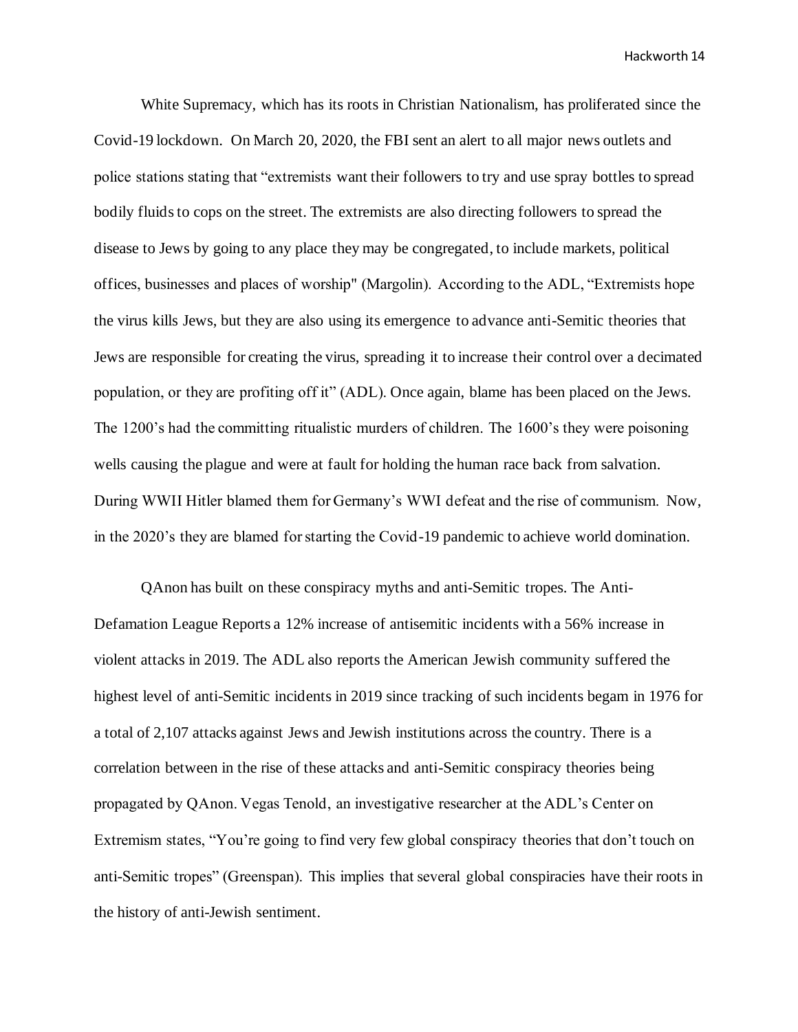White Supremacy, which has its roots in Christian Nationalism, has proliferated since the Covid-19 lockdown. On March 20, 2020, the FBI sent an alert to all major news outlets and police stations stating that "extremists want their followers to try and use spray bottles to spread bodily fluids to cops on the street. The extremists are also directing followers to spread the disease to Jews by going to any place they may be congregated, to include markets, political offices, businesses and places of worship" (Margolin). According to the ADL, "Extremists hope the virus kills Jews, but they are also using its emergence to advance anti-Semitic theories that Jews are responsible for creating the virus, spreading it to increase their control over a decimated population, or they are profiting off it" (ADL). Once again, blame has been placed on the Jews. The 1200's had the committing ritualistic murders of children. The 1600's they were poisoning wells causing the plague and were at fault for holding the human race back from salvation. During WWII Hitler blamed them for Germany's WWI defeat and the rise of communism. Now, in the 2020's they are blamed for starting the Covid-19 pandemic to achieve world domination.

QAnon has built on these conspiracy myths and anti-Semitic tropes. The Anti-Defamation League Reports a 12% increase of antisemitic incidents with a 56% increase in violent attacks in 2019. The ADL also reports the American Jewish community suffered the highest level of anti-Semitic incidents in 2019 since tracking of such incidents begam in 1976 for a total of 2,107 attacks against Jews and Jewish institutions across the country. There is a correlation between in the rise of these attacks and anti-Semitic conspiracy theories being propagated by QAnon. Vegas Tenold, an investigative researcher at the ADL's Center on Extremism states, "You're going to find very few global conspiracy theories that don't touch on anti-Semitic tropes" (Greenspan). This implies that several global conspiracies have their roots in the history of anti-Jewish sentiment.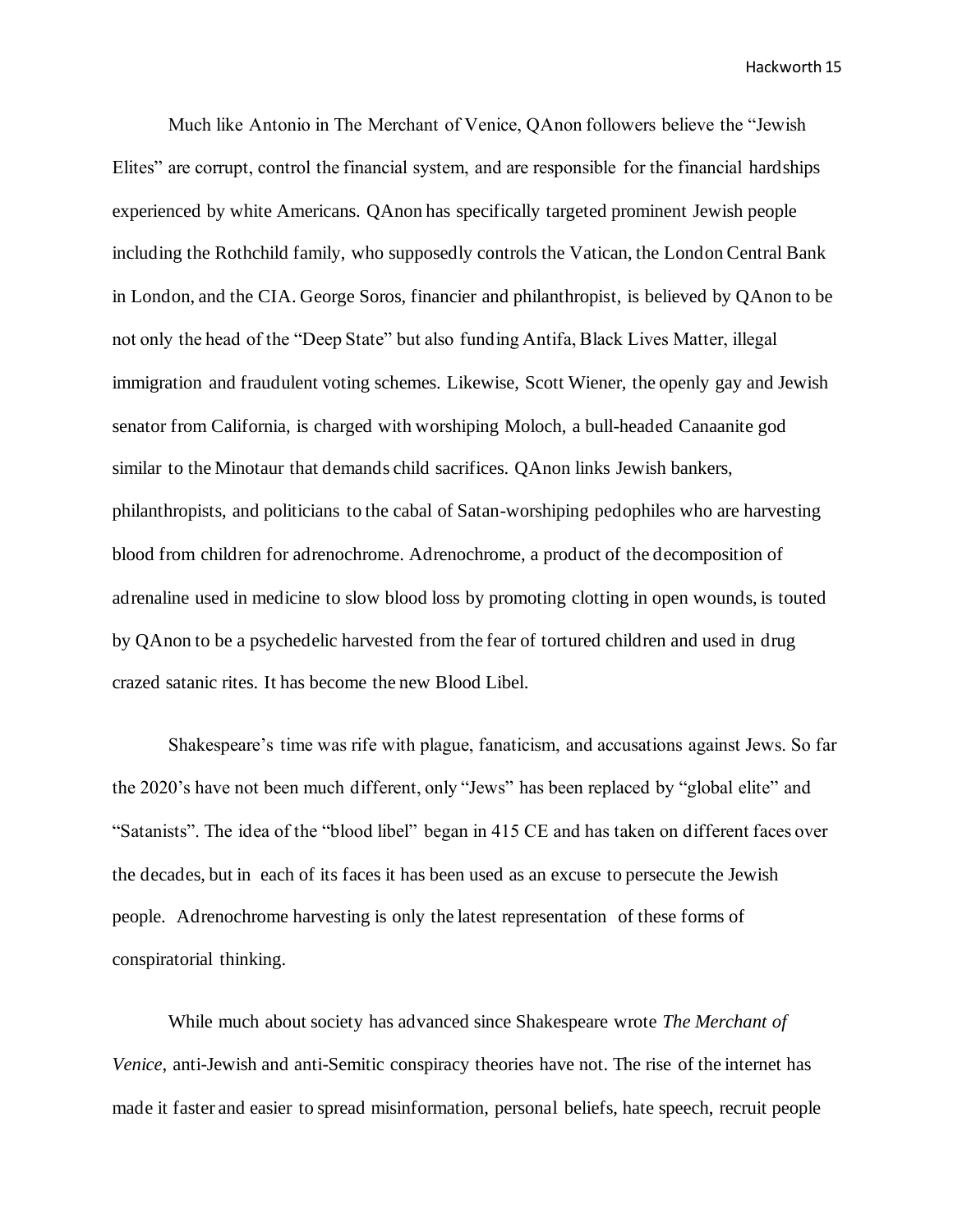Much like Antonio in The Merchant of Venice, QAnon followers believe the "Jewish Elites" are corrupt, control the financial system, and are responsible for the financial hardships experienced by white Americans. QAnon has specifically targeted prominent Jewish people including the Rothchild family, who supposedly controls the Vatican, the London Central Bank in London, and the CIA. George Soros, financier and philanthropist, is believed by QAnon to be not only the head of the "Deep State" but also funding Antifa, Black Lives Matter, illegal immigration and fraudulent voting schemes. Likewise, Scott Wiener, the openly gay and Jewish senator from California, is charged with worshiping Moloch, a bull-headed Canaanite god similar to the Minotaur that demands child sacrifices. QAnon links Jewish bankers, philanthropists, and politicians to the cabal of Satan-worshiping pedophiles who are harvesting blood from children for adrenochrome. Adrenochrome, a product of the decomposition of adrenaline used in medicine to slow blood loss by promoting clotting in open wounds, is touted by QAnon to be a psychedelic harvested from the fear of tortured children and used in drug crazed satanic rites. It has become the new Blood Libel.

Shakespeare's time was rife with plague, fanaticism, and accusations against Jews. So far the 2020's have not been much different, only "Jews" has been replaced by "global elite" and "Satanists". The idea of the "blood libel" began in 415 CE and has taken on different faces over the decades, but in each of its faces it has been used as an excuse to persecute the Jewish people. Adrenochrome harvesting is only the latest representation of these forms of conspiratorial thinking.

While much about society has advanced since Shakespeare wrote *The Merchant of Venice,* anti-Jewish and anti-Semitic conspiracy theories have not. The rise of the internet has made it faster and easier to spread misinformation, personal beliefs, hate speech, recruit people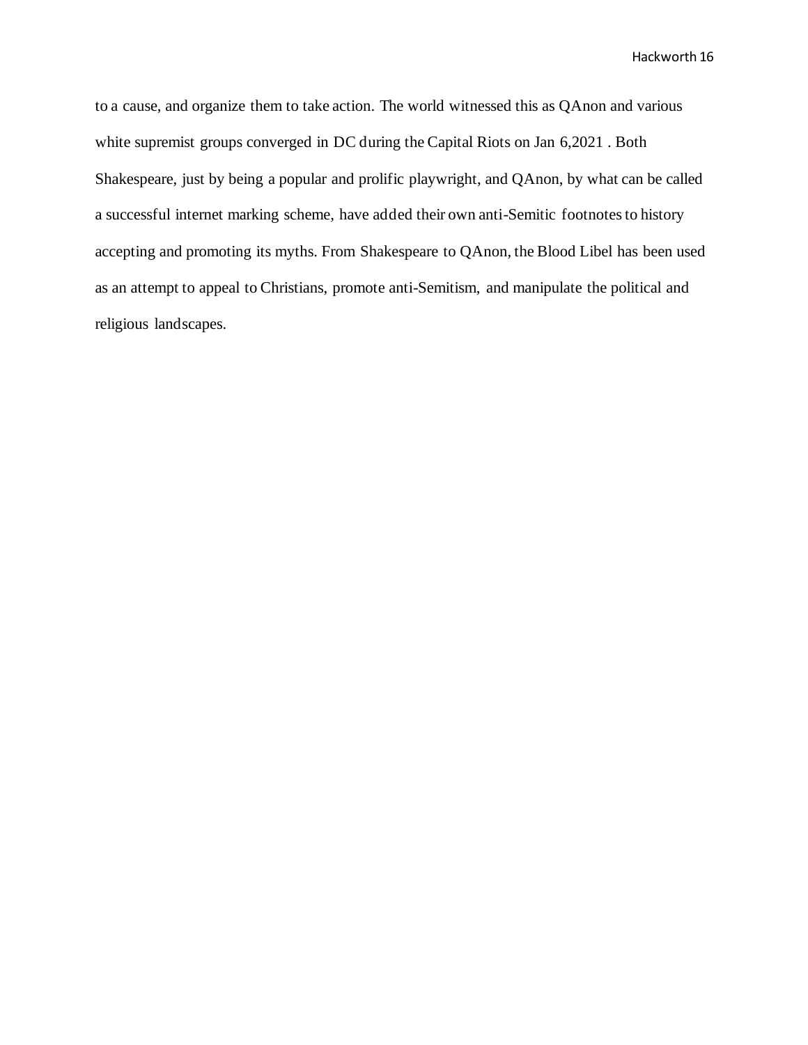to a cause, and organize them to take action. The world witnessed this as QAnon and various white supremist groups converged in DC during the Capital Riots on Jan 6,2021 . Both Shakespeare, just by being a popular and prolific playwright, and QAnon, by what can be called a successful internet marking scheme, have added their own anti-Semitic footnotes to history accepting and promoting its myths. From Shakespeare to QAnon, the Blood Libel has been used as an attempt to appeal to Christians, promote anti-Semitism, and manipulate the political and religious landscapes.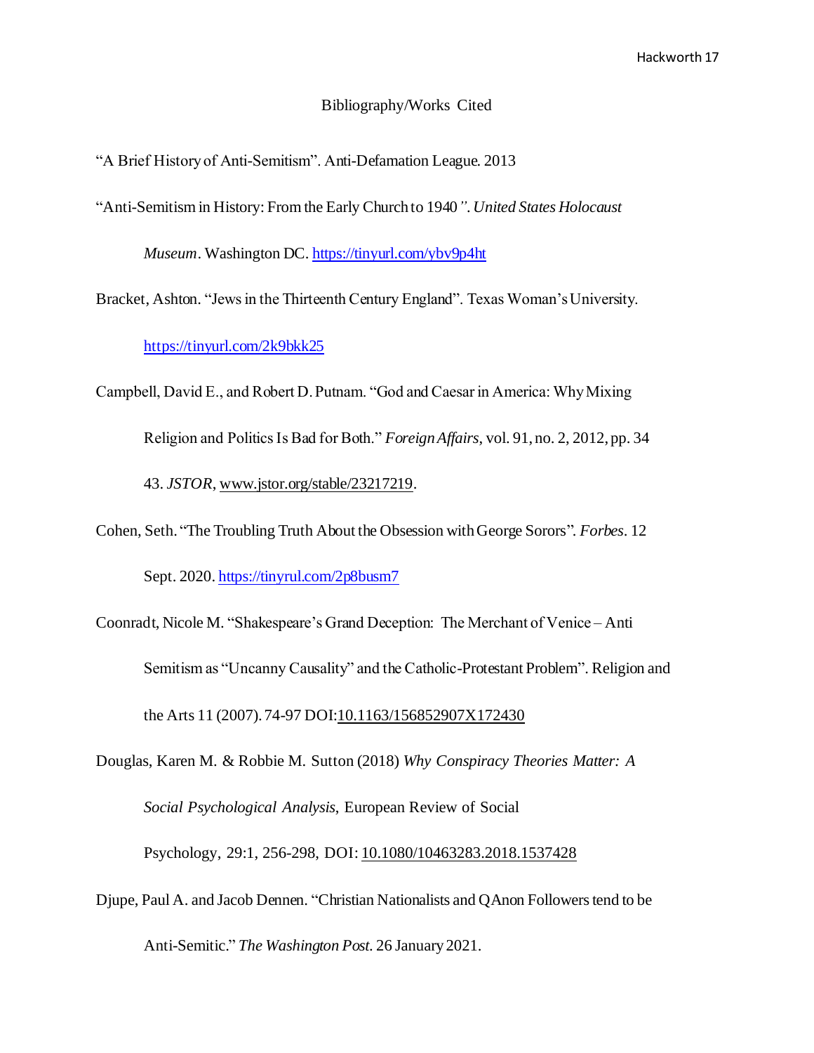Bibliography/Works Cited

"A Brief History of Anti-Semitism". Anti-Defamation League. 2013

"Anti-Semitism in History: From the Early Church to 1940". *United States Holocaust Museum*. Washington DC. https://tinyurl.com/ybv9p4ht

Bracket, Ashton. "Jews in the Thirteenth Century England". Texas Woman's University. https://tinyurl.com/2k9bkk25

Campbell, David E., and Robert D. Putnam. "God and Caesar in America: Why Mixing Religion and Politics Is Bad for Both." *Foreign Affairs*, vol. 91, no. 2, 2012, pp. 34 43. *JSTOR*, www.jstor.org/stable/23217219.

Cohen, Seth. "The Troubling Truth About the Obsession with George Sorors". *Forbes*. 12 Sept. 2020. https://tinyrul.com/2p8busm7

Coonradt, Nicole M. "Shakespeare's Grand Deception: The Merchant of Venice – Anti Semitism as "Uncanny Causality" and the Catholic-Protestant Problem". Religion and the Arts 11 (2007). 74-97 DOI:10.1163/156852907X172430

Douglas, Karen M. & Robbie M. Sutton (2018) *Why Conspiracy Theories Matter: A Social Psychological Analysis*, European Review of Social Psychology, 29:1, 256-298, DOI: 10.1080/10463283.2018.1537428

Djupe, Paul A. and Jacob Dennen. "Christian Nationalists and QAnon Followers tend to be Anti-Semitic." *The Washington Post*. 26 January 2021.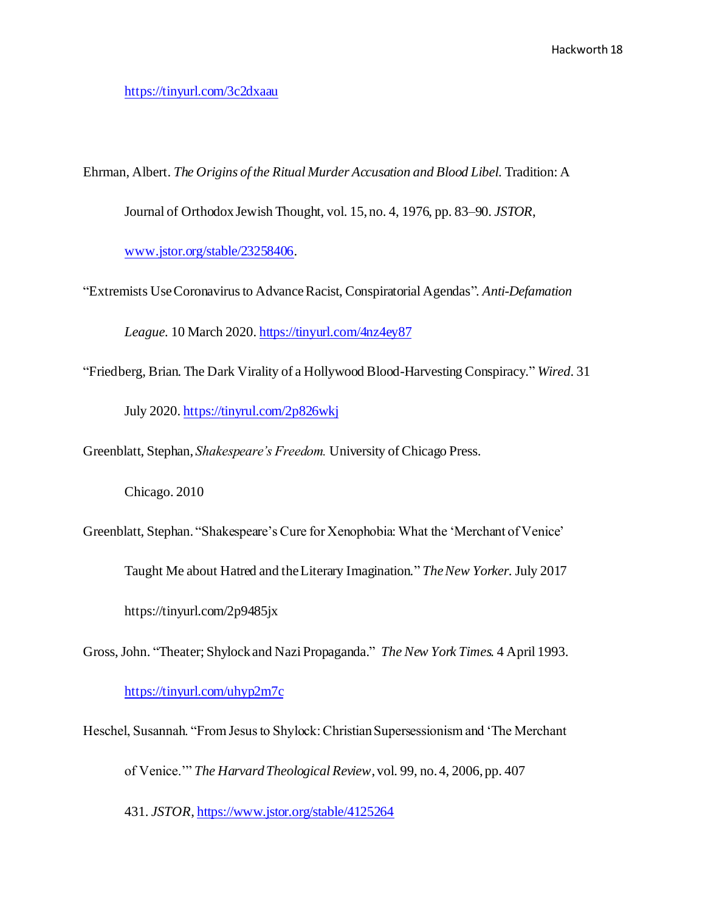https://tinyurl.com/3c2dxaau

Ehrman, Albert. *The Origins of the Ritual Murder Accusation and Blood Libel.* Tradition: A Journal of Orthodox Jewish Thought, vol. 15, no. 4, 1976, pp. 83–90. *JSTOR*, www.jstor.org/stable/23258406.

"Extremists Use Coronavirus to Advance Racist, Conspiratorial Agendas". *Anti-Defamation League.* 10 March 2020. https://tinyurl.com/4nz4ey87

"Friedberg, Brian. The Dark Virality of a Hollywood Blood-Harvesting Conspiracy." *Wired*. 31 July 2020. https://tinyrul.com/2p826wkj

Greenblatt, Stephan, *Shakespeare's Freedom.* University of Chicago Press. Chicago. 2010

Greenblatt, Stephan. "Shakespeare's Cure for Xenophobia: What the 'Merchant of Venice' Taught Me about Hatred and the Literary Imagination." *The New Yorker.* July 2017 https://tinyurl.com/2p9485jx

Gross, John. "Theater; Shylock and Nazi Propaganda." *The New York Times.* 4 April 1993. https://tinyurl.com/uhyp2m7c

Heschel, Susannah. "From Jesus to Shylock: Christian Supersessionism and 'The Merchant of Venice.'" *The Harvard Theological Review*, vol. 99, no. 4, 2006, pp. 407 431. *JSTOR*, https://www.jstor.org/stable/4125264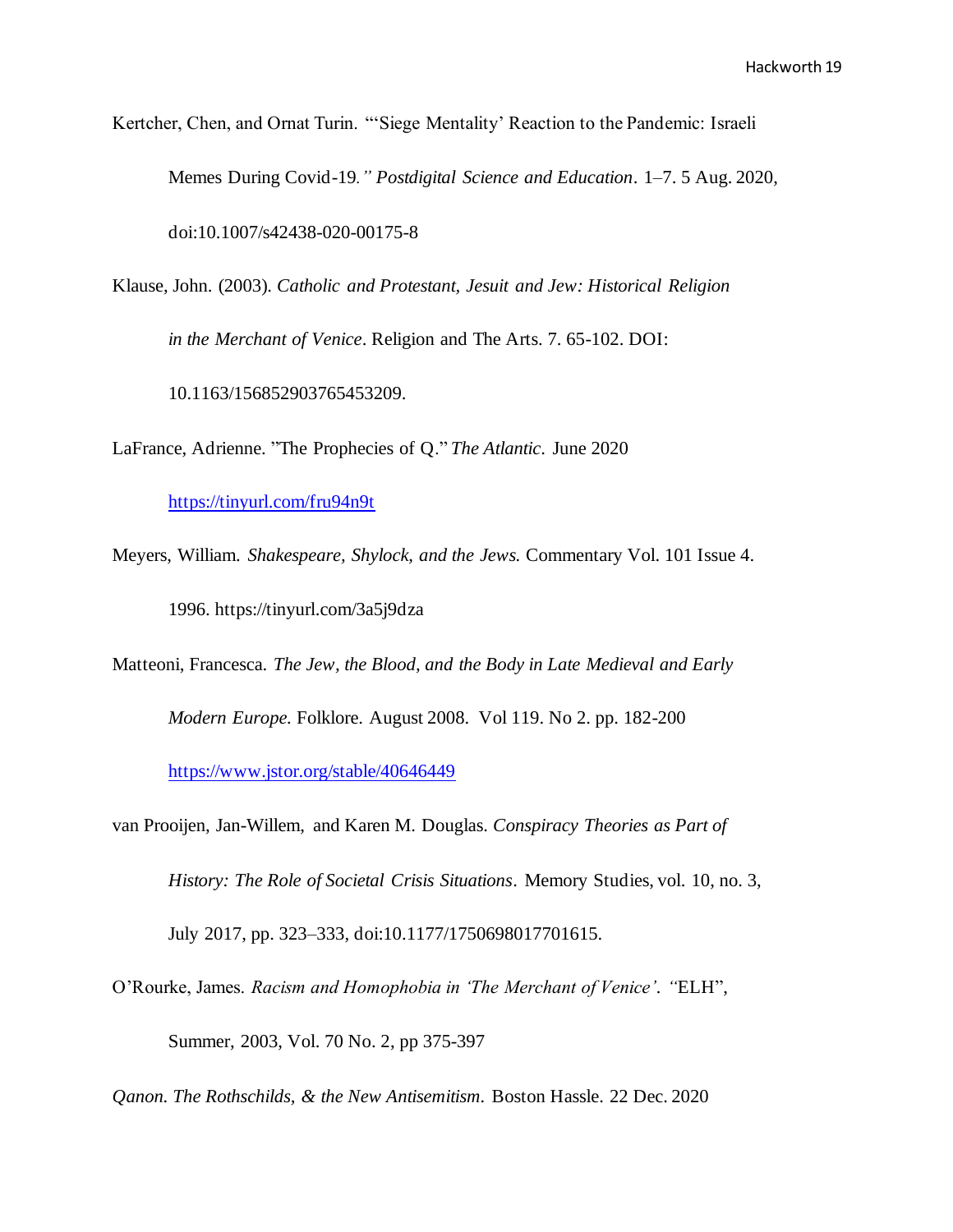Kertcher, Chen, and Ornat Turin. "'Siege Mentality' Reaction to the Pandemic: Israeli Memes During Covid-19*." Postdigital Science and Education*. 1–7. 5 Aug. 2020, doi:10.1007/s42438-020-00175-8

Klause, John. (2003). *Catholic and Protestant, Jesuit and Jew: Historical Religion in the Merchant of Venice*. Religion and The Arts. 7. 65-102. DOI: 10.1163/156852903765453209.

LaFrance, Adrienne. "The Prophecies of Q." *The Atlantic.* June 2020 https://tinyurl.com/fru94n9t

Meyers, William. *Shakespeare, Shylock, and the Jews.* Commentary Vol. 101 Issue 4. 1996. https://tinyurl.com/3a5j9dza

Matteoni, Francesca. *The Jew, the Blood, and the Body in Late Medieval and Early Modern Europe.* Folklore. August 2008. Vol 119. No 2. pp. 182-200 https://www.jstor.org/stable/40646449

van Prooijen, Jan-Willem, and Karen M. Douglas. *Conspiracy Theories as Part of History: The Role of Societal Crisis Situations*. Memory Studies, vol. 10, no. 3, July 2017, pp. 323–333, doi:10.1177/1750698017701615.

O'Rourke, James. *Racism and Homophobia in 'The Merchant of Venice'. "*ELH", Summer, 2003, Vol. 70 No. 2, pp 375-397

*Qanon. The Rothschilds, & the New Antisemitism.* Boston Hassle. 22 Dec. 2020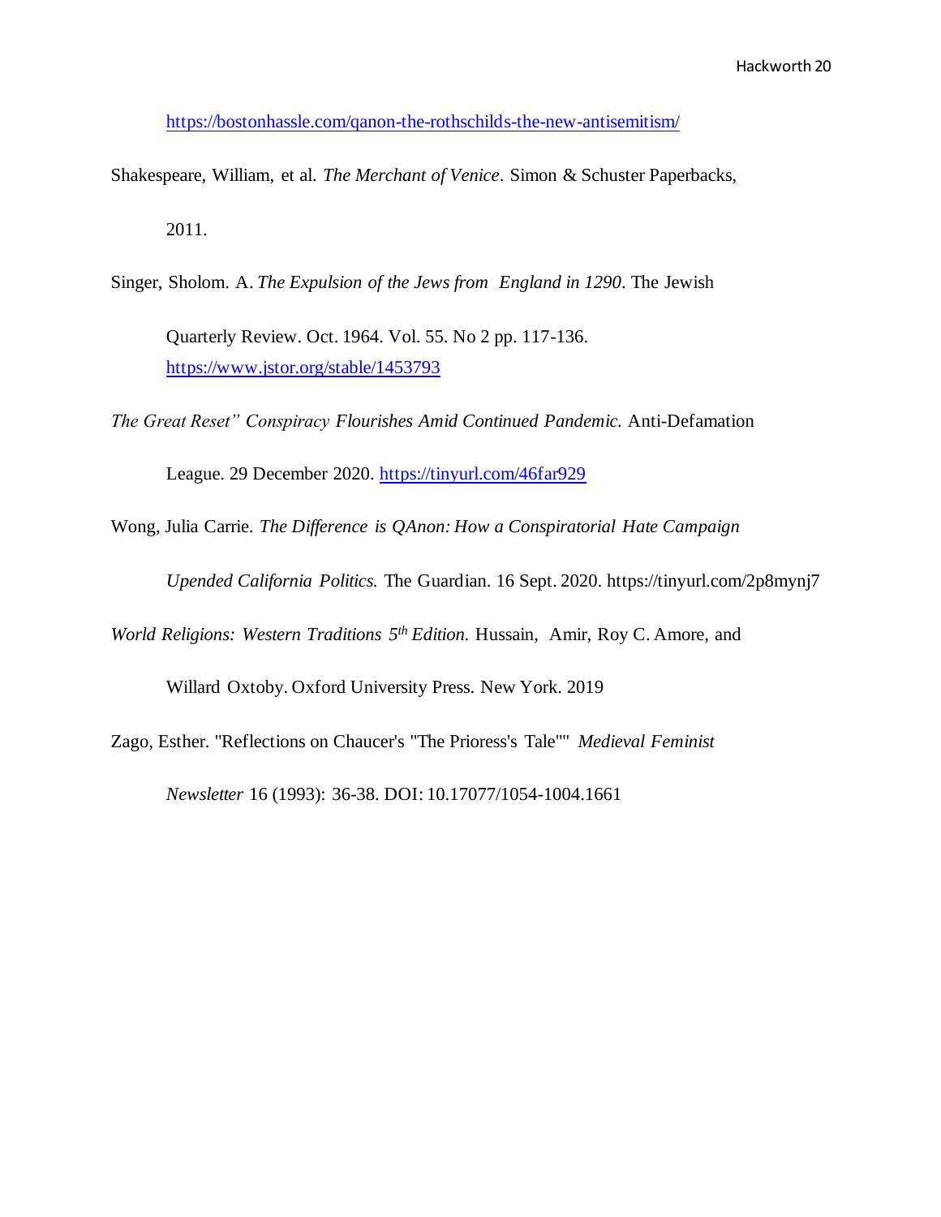https://bostonhassle.com/qanon-the-rothschilds-the-new-antisemitism/

Shakespeare, William, et al. *The Merchant of Venice*. Simon & Schuster Paperbacks, 2011.

Singer, Sholom. A. *The Expulsion of the Jews from England in 1290*. The Jewish Quarterly Review. Oct. 1964. Vol. 55. No 2 pp. 117-136. https://www.jstor.org/stable/1453793

*The Great Reset" Conspiracy Flourishes Amid Continued Pandemic.* Anti-Defamation League. 29 December 2020. https://tinyurl.com/46far929

Wong, Julia Carrie. *The Difference is QAnon: How a Conspiratorial Hate Campaign Upended California Politics.* The Guardian. 16 Sept. 2020. https://tinyurl.com/2p8mynj7

*World Religions: Western Traditions 5th Edition.* Hussain, Amir, Roy C. Amore, and Willard Oxtoby. Oxford University Press. New York. 2019

Zago, Esther. "Reflections on Chaucer's "The Prioress's Tale"" *Medieval Feminist Newsletter* 16 (1993): 36-38. DOI: 10.17077/1054-1004.1661